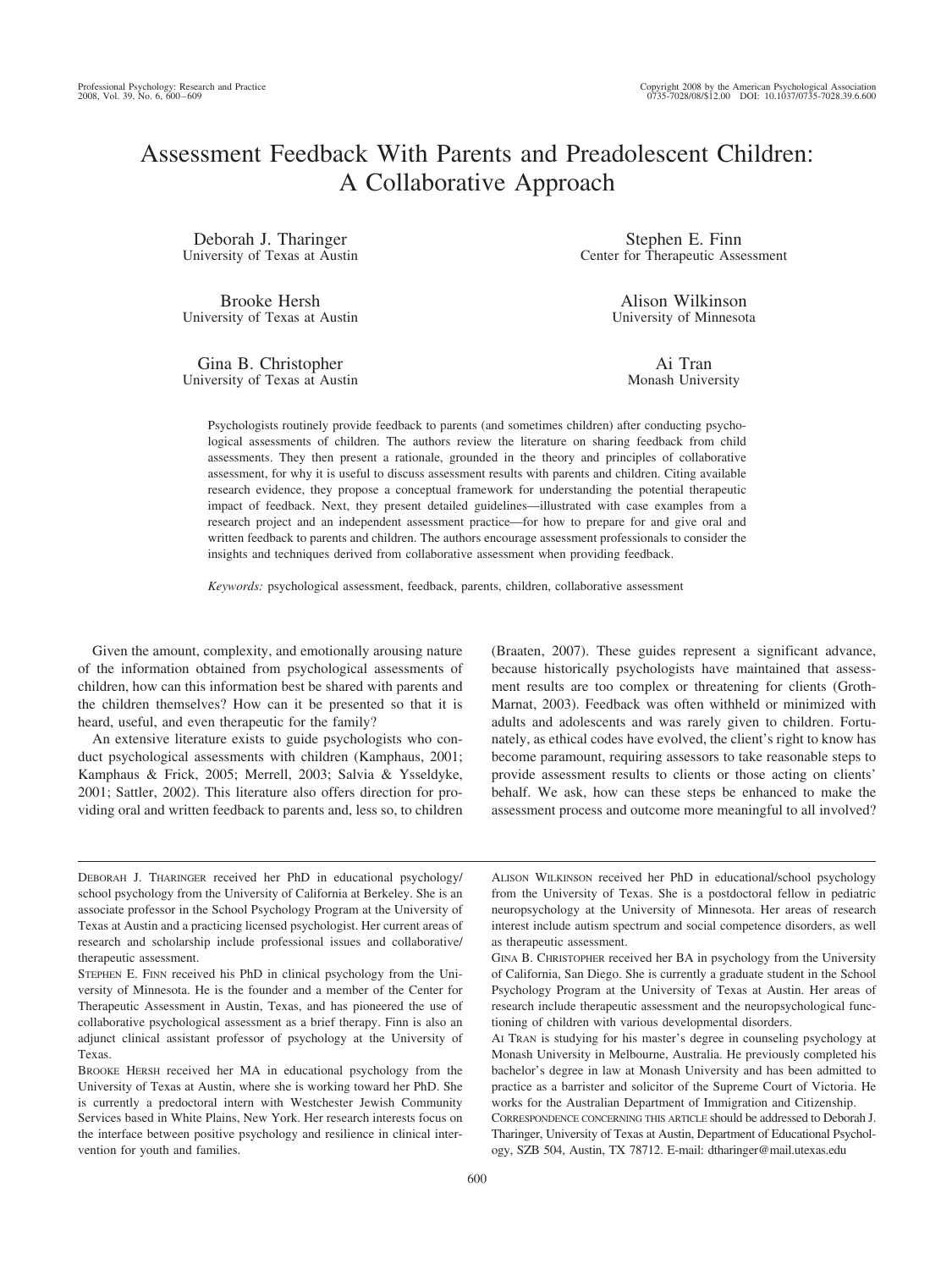# Assessment Feedback With Parents and Preadolescent Children: A Collaborative Approach

Deborah J. Tharinger
University of Texas at Austin

Stephen E. Finn
Center for Therapeutic Assessment

Brooke Hersh
University of Texas at Austin

Alison Wilkinson
University of Minnesota

Gina B. Christopher
University of Texas at Austin

Ai Tran
Monash University

Psychologists routinely provide feedback to parents (and sometimes children) after conducting psychological assessments of children. The authors review the literature on sharing feedback from child assessments. They then present a rationale, grounded in the theory and principles of collaborative assessment, for why it is useful to discuss assessment results with parents and children. Citing available research evidence, they propose a conceptual framework for understanding the potential therapeutic impact of feedback. Next, they present detailed guidelines—illustrated with case examples from a research project and an independent assessment practice—for how to prepare for and give oral and written feedback to parents and children. The authors encourage assessment professionals to consider the insights and techniques derived from collaborative assessment when providing feedback.

*Keywords:* psychological assessment, feedback, parents, children, collaborative assessment

Given the amount, complexity, and emotionally arousing nature of the information obtained from psychological assessments of children, how can this information best be shared with parents and the children themselves? How can it be presented so that it is heard, useful, and even therapeutic for the family?

An extensive literature exists to guide psychologists who conduct psychological assessments with children (Kamphaus, 2001; Kamphaus & Frick, 2005; Merrell, 2003; Salvia & Ysseldyke, 2001; Sattler, 2002). This literature also offers direction for providing oral and written feedback to parents and, less so, to children (Braaten, 2007). These guides represent a significant advance, because historically psychologists have maintained that assessment results are too complex or threatening for clients (Groth-Marnat, 2003). Feedback was often withheld or minimized with adults and adolescents and was rarely given to children. Fortunately, as ethical codes have evolved, the client's right to know has become paramount, requiring assessors to take reasonable steps to provide assessment results to clients or those acting on clients' behalf. We ask, how can these steps be enhanced to make the assessment process and outcome more meaningful to all involved?

---

Deborah J. Tharinger received her PhD in educational psychology/school psychology from the University of California at Berkeley. She is an associate professor in the School Psychology Program at the University of Texas at Austin and a practicing licensed psychologist. Her current areas of research and scholarship include professional issues and collaborative/therapeutic assessment.

Stephen E. Finn received his PhD in clinical psychology from the University of Minnesota. He is the founder and a member of the Center for Therapeutic Assessment in Austin, Texas, and has pioneered the use of collaborative psychological assessment as a brief therapy. Finn is also an adjunct clinical assistant professor of psychology at the University of Texas.

Brooke Hersh received her MA in educational psychology from the University of Texas at Austin, where she is working toward her PhD. She is currently a predoctoral intern with Westchester Jewish Community Services based in White Plains, New York. Her research interests focus on the interface between positive psychology and resilience in clinical intervention for youth and families.

Alison Wilkinson received her PhD in educational/school psychology from the University of Texas. She is a postdoctoral fellow in pediatric neuropsychology at the University of Minnesota. Her areas of research interest include autism spectrum and social competence disorders, as well as therapeutic assessment.

Gina B. Christopher received her BA in psychology from the University of California, San Diego. She is currently a graduate student in the School Psychology Program at the University of Texas at Austin. Her areas of research include therapeutic assessment and the neuropsychological functioning of children with various developmental disorders.

Ai Tran is studying for his master's degree in counseling psychology at Monash University in Melbourne, Australia. He previously completed his bachelor's degree in law at Monash University and has been admitted to practice as a barrister and solicitor of the Supreme Court of Victoria. He works for the Australian Department of Immigration and Citizenship.

Correspondence concerning this article should be addressed to Deborah J. Tharinger, University of Texas at Austin, Department of Educational Psychology, SZB 504, Austin, TX 78712. E-mail: dtharinger@mail.utexas.edu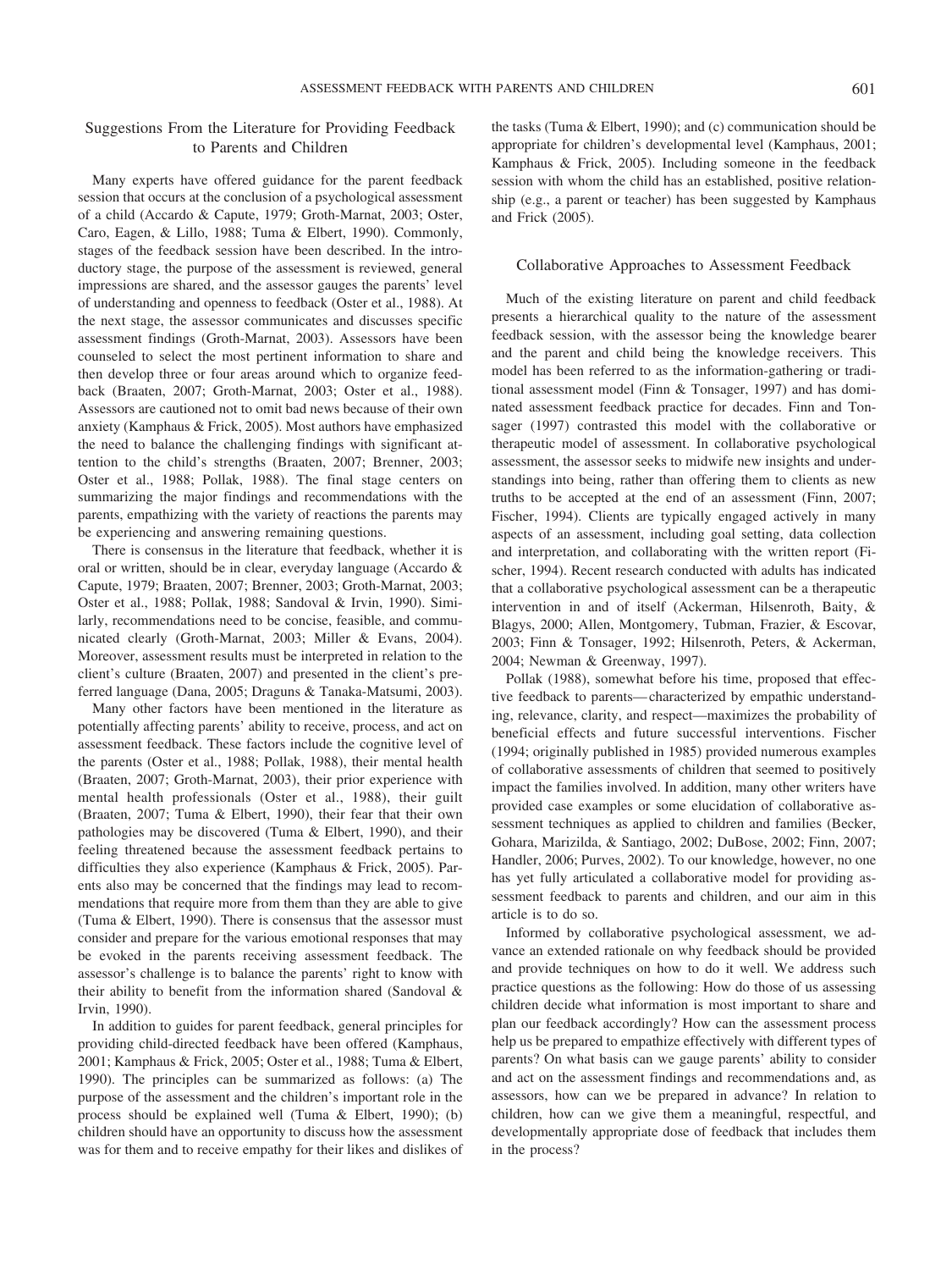## Suggestions From the Literature for Providing Feedback to Parents and Children

Many experts have offered guidance for the parent feedback session that occurs at the conclusion of a psychological assessment of a child (Accardo & Capute, 1979; Groth-Marnat, 2003; Oster, Caro, Eagen, & Lillo, 1988; Tuma & Elbert, 1990). Commonly, stages of the feedback session have been described. In the introductory stage, the purpose of the assessment is reviewed, general impressions are shared, and the assessor gauges the parents' level of understanding and openness to feedback (Oster et al., 1988). At the next stage, the assessor communicates and discusses specific assessment findings (Groth-Marnat, 2003). Assessors have been counseled to select the most pertinent information to share and then develop three or four areas around which to organize feedback (Braaten, 2007; Groth-Marnat, 2003; Oster et al., 1988). Assessors are cautioned not to omit bad news because of their own anxiety (Kamphaus & Frick, 2005). Most authors have emphasized the need to balance the challenging findings with significant attention to the child's strengths (Braaten, 2007; Brenner, 2003; Oster et al., 1988; Pollak, 1988). The final stage centers on summarizing the major findings and recommendations with the parents, empathizing with the variety of reactions the parents may be experiencing and answering remaining questions.

There is consensus in the literature that feedback, whether it is oral or written, should be in clear, everyday language (Accardo & Capute, 1979; Braaten, 2007; Brenner, 2003; Groth-Marnat, 2003; Oster et al., 1988; Pollak, 1988; Sandoval & Irvin, 1990). Similarly, recommendations need to be concise, feasible, and communicated clearly (Groth-Marnat, 2003; Miller & Evans, 2004). Moreover, assessment results must be interpreted in relation to the client's culture (Braaten, 2007) and presented in the client's preferred language (Dana, 2005; Draguns & Tanaka-Matsumi, 2003).

Many other factors have been mentioned in the literature as potentially affecting parents' ability to receive, process, and act on assessment feedback. These factors include the cognitive level of the parents (Oster et al., 1988; Pollak, 1988), their mental health (Braaten, 2007; Groth-Marnat, 2003), their prior experience with mental health professionals (Oster et al., 1988), their guilt (Braaten, 2007; Tuma & Elbert, 1990), their fear that their own pathologies may be discovered (Tuma & Elbert, 1990), and their feeling threatened because the assessment feedback pertains to difficulties they also experience (Kamphaus & Frick, 2005). Parents also may be concerned that the findings may lead to recommendations that require more from them than they are able to give (Tuma & Elbert, 1990). There is consensus that the assessor must consider and prepare for the various emotional responses that may be evoked in the parents receiving assessment feedback. The assessor's challenge is to balance the parents' right to know with their ability to benefit from the information shared (Sandoval & Irvin, 1990).

In addition to guides for parent feedback, general principles for providing child-directed feedback have been offered (Kamphaus, 2001; Kamphaus & Frick, 2005; Oster et al., 1988; Tuma & Elbert, 1990). The principles can be summarized as follows: (a) The purpose of the assessment and the children's important role in the process should be explained well (Tuma & Elbert, 1990); (b) children should have an opportunity to discuss how the assessment was for them and to receive empathy for their likes and dislikes of the tasks (Tuma & Elbert, 1990); and (c) communication should be appropriate for children's developmental level (Kamphaus, 2001; Kamphaus & Frick, 2005). Including someone in the feedback session with whom the child has an established, positive relationship (e.g., a parent or teacher) has been suggested by Kamphaus and Frick (2005).

## Collaborative Approaches to Assessment Feedback

Much of the existing literature on parent and child feedback presents a hierarchical quality to the nature of the assessment feedback session, with the assessor being the knowledge bearer and the parent and child being the knowledge receivers. This model has been referred to as the information-gathering or traditional assessment model (Finn & Tonsager, 1997) and has dominated assessment feedback practice for decades. Finn and Tonsager (1997) contrasted this model with the collaborative or therapeutic model of assessment. In collaborative psychological assessment, the assessor seeks to midwife new insights and understandings into being, rather than offering them to clients as new truths to be accepted at the end of an assessment (Finn, 2007; Fischer, 1994). Clients are typically engaged actively in many aspects of an assessment, including goal setting, data collection and interpretation, and collaborating with the written report (Fischer, 1994). Recent research conducted with adults has indicated that a collaborative psychological assessment can be a therapeutic intervention in and of itself (Ackerman, Hilsenroth, Baity, & Blagys, 2000; Allen, Montgomery, Tubman, Frazier, & Escovar, 2003; Finn & Tonsager, 1992; Hilsenroth, Peters, & Ackerman, 2004; Newman & Greenway, 1997).

Pollak (1988), somewhat before his time, proposed that effective feedback to parents—characterized by empathic understanding, relevance, clarity, and respect—maximizes the probability of beneficial effects and future successful interventions. Fischer (1994; originally published in 1985) provided numerous examples of collaborative assessments of children that seemed to positively impact the families involved. In addition, many other writers have provided case examples or some elucidation of collaborative assessment techniques as applied to children and families (Becker, Gohara, Marizilda, & Santiago, 2002; DuBose, 2002; Finn, 2007; Handler, 2006; Purves, 2002). To our knowledge, however, no one has yet fully articulated a collaborative model for providing assessment feedback to parents and children, and our aim in this article is to do so.

Informed by collaborative psychological assessment, we advance an extended rationale on why feedback should be provided and provide techniques on how to do it well. We address such practice questions as the following: How do those of us assessing children decide what information is most important to share and plan our feedback accordingly? How can the assessment process help us be prepared to empathize effectively with different types of parents? On what basis can we gauge parents' ability to consider and act on the assessment findings and recommendations and, as assessors, how can we be prepared in advance? In relation to children, how can we give them a meaningful, respectful, and developmentally appropriate dose of feedback that includes them in the process?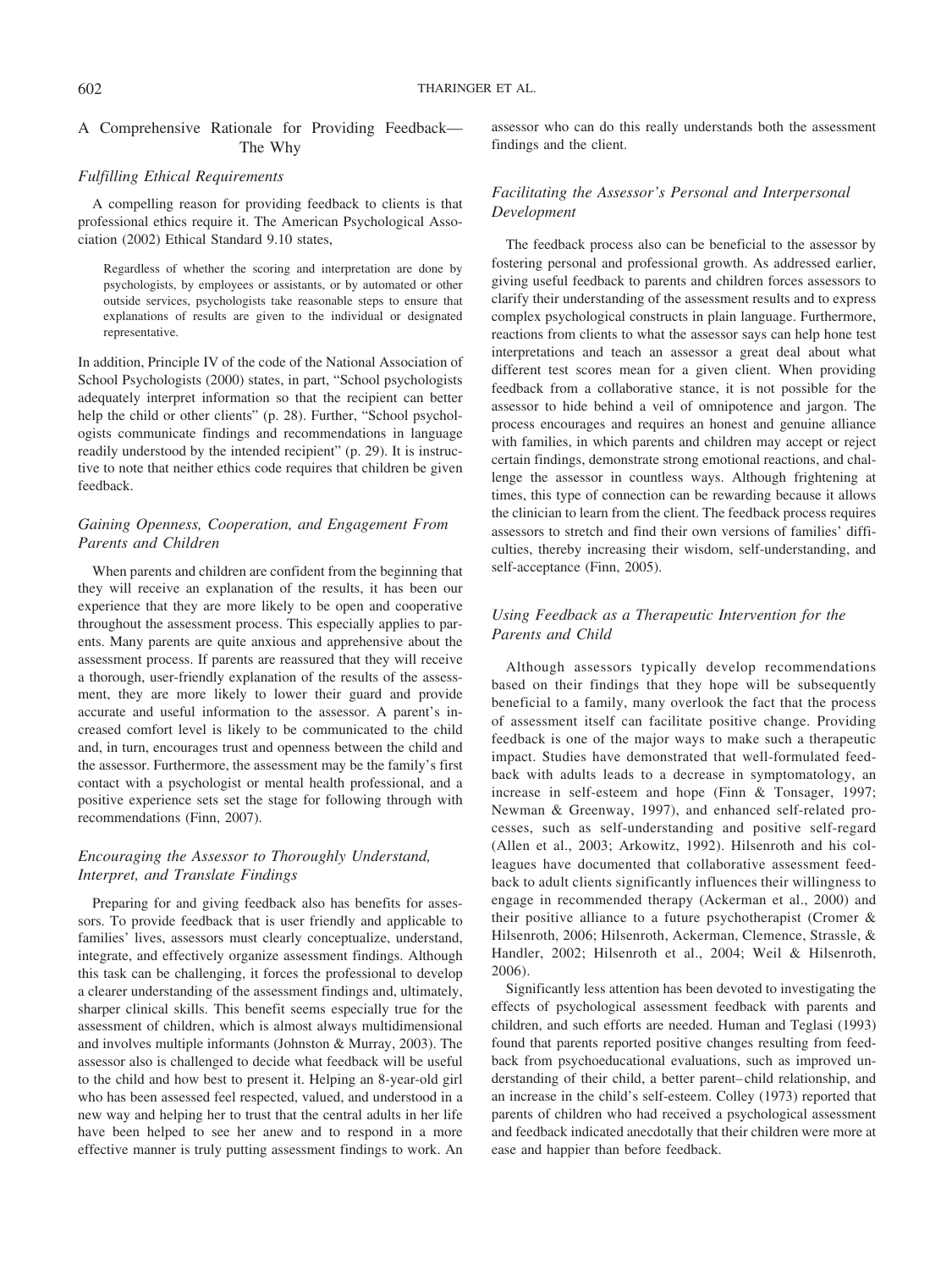## A Comprehensive Rationale for Providing Feedback—The Why

### *Fulfilling Ethical Requirements*

A compelling reason for providing feedback to clients is that professional ethics require it. The American Psychological Association (2002) Ethical Standard 9.10 states,

> Regardless of whether the scoring and interpretation are done by psychologists, by employees or assistants, or by automated or other outside services, psychologists take reasonable steps to ensure that explanations of results are given to the individual or designated representative.

In addition, Principle IV of the code of the National Association of School Psychologists (2000) states, in part, "School psychologists adequately interpret information so that the recipient can better help the child or other clients" (p. 28). Further, "School psychologists communicate findings and recommendations in language readily understood by the intended recipient" (p. 29). It is instructive to note that neither ethics code requires that children be given feedback.

### *Gaining Openness, Cooperation, and Engagement From Parents and Children*

When parents and children are confident from the beginning that they will receive an explanation of the results, it has been our experience that they are more likely to be open and cooperative throughout the assessment process. This especially applies to parents. Many parents are quite anxious and apprehensive about the assessment process. If parents are reassured that they will receive a thorough, user-friendly explanation of the results of the assessment, they are more likely to lower their guard and provide accurate and useful information to the assessor. A parent's increased comfort level is likely to be communicated to the child and, in turn, encourages trust and openness between the child and the assessor. Furthermore, the assessment may be the family's first contact with a psychologist or mental health professional, and a positive experience sets set the stage for following through with recommendations (Finn, 2007).

### *Encouraging the Assessor to Thoroughly Understand, Interpret, and Translate Findings*

Preparing for and giving feedback also has benefits for assessors. To provide feedback that is user friendly and applicable to families' lives, assessors must clearly conceptualize, understand, integrate, and effectively organize assessment findings. Although this task can be challenging, it forces the professional to develop a clearer understanding of the assessment findings and, ultimately, sharper clinical skills. This benefit seems especially true for the assessment of children, which is almost always multidimensional and involves multiple informants (Johnston & Murray, 2003). The assessor also is challenged to decide what feedback will be useful to the child and how best to present it. Helping an 8-year-old girl who has been assessed feel respected, valued, and understood in a new way and helping her to trust that the central adults in her life have been helped to see her anew and to respond in a more effective manner is truly putting assessment findings to work. An assessor who can do this really understands both the assessment findings and the client.

### *Facilitating the Assessor's Personal and Interpersonal Development*

The feedback process also can be beneficial to the assessor by fostering personal and professional growth. As addressed earlier, giving useful feedback to parents and children forces assessors to clarify their understanding of the assessment results and to express complex psychological constructs in plain language. Furthermore, reactions from clients to what the assessor says can help hone test interpretations and teach an assessor a great deal about what different test scores mean for a given client. When providing feedback from a collaborative stance, it is not possible for the assessor to hide behind a veil of omnipotence and jargon. The process encourages and requires an honest and genuine alliance with families, in which parents and children may accept or reject certain findings, demonstrate strong emotional reactions, and challenge the assessor in countless ways. Although frightening at times, this type of connection can be rewarding because it allows the clinician to learn from the client. The feedback process requires assessors to stretch and find their own versions of families' difficulties, thereby increasing their wisdom, self-understanding, and self-acceptance (Finn, 2005).

### *Using Feedback as a Therapeutic Intervention for the Parents and Child*

Although assessors typically develop recommendations based on their findings that they hope will be subsequently beneficial to a family, many overlook the fact that the process of assessment itself can facilitate positive change. Providing feedback is one of the major ways to make such a therapeutic impact. Studies have demonstrated that well-formulated feedback with adults leads to a decrease in symptomatology, an increase in self-esteem and hope (Finn & Tonsager, 1997; Newman & Greenway, 1997), and enhanced self-related processes, such as self-understanding and positive self-regard (Allen et al., 2003; Arkowitz, 1992). Hilsenroth and his colleagues have documented that collaborative assessment feedback to adult clients significantly influences their willingness to engage in recommended therapy (Ackerman et al., 2000) and their positive alliance to a future psychotherapist (Cromer & Hilsenroth, 2006; Hilsenroth, Ackerman, Clemence, Strassle, & Handler, 2002; Hilsenroth et al., 2004; Weil & Hilsenroth, 2006).

Significantly less attention has been devoted to investigating the effects of psychological assessment feedback with parents and children, and such efforts are needed. Human and Teglasi (1993) found that parents reported positive changes resulting from feedback from psychoeducational evaluations, such as improved understanding of their child, a better parent–child relationship, and an increase in the child's self-esteem. Colley (1973) reported that parents of children who had received a psychological assessment and feedback indicated anecdotally that their children were more at ease and happier than before feedback.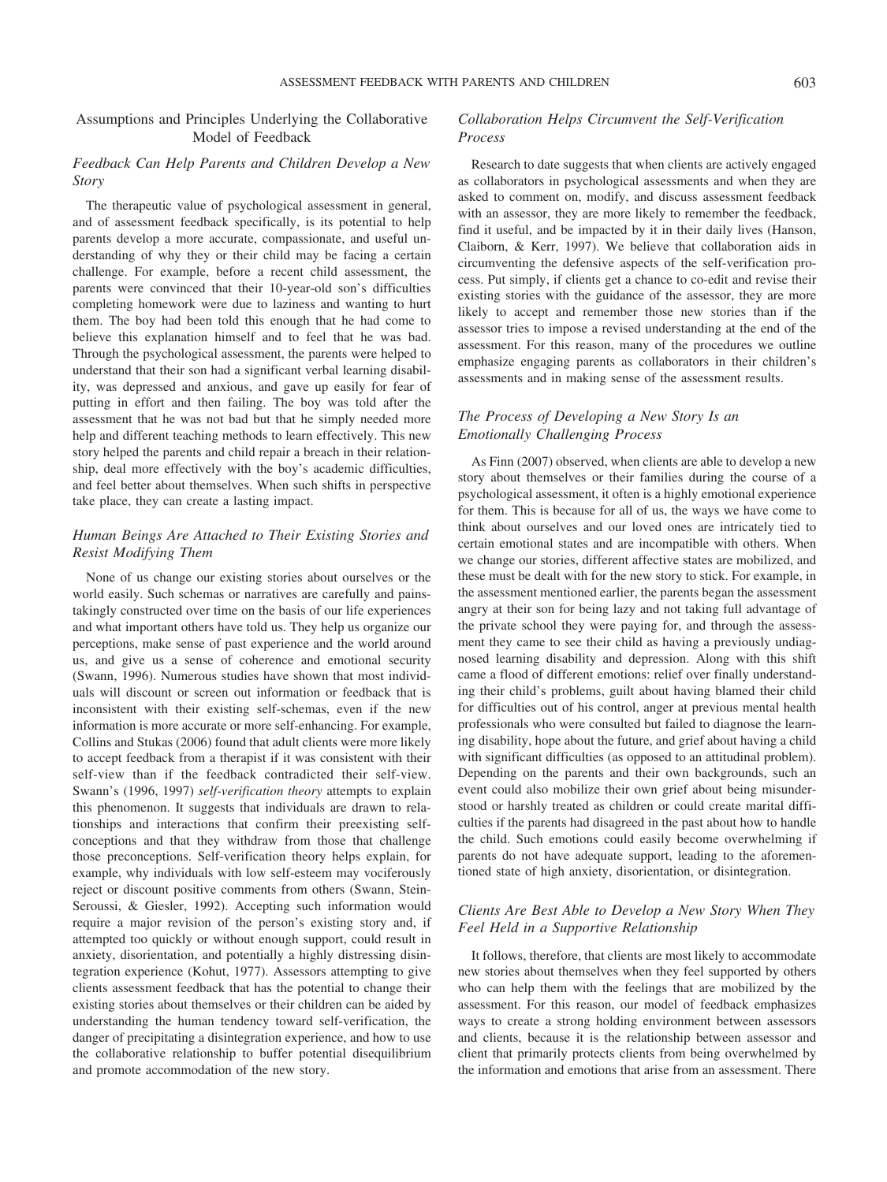## Assumptions and Principles Underlying the Collaborative Model of Feedback

### *Feedback Can Help Parents and Children Develop a New Story*

The therapeutic value of psychological assessment in general, and of assessment feedback specifically, is its potential to help parents develop a more accurate, compassionate, and useful understanding of why they or their child may be facing a certain challenge. For example, before a recent child assessment, the parents were convinced that their 10-year-old son's difficulties completing homework were due to laziness and wanting to hurt them. The boy had been told this enough that he had come to believe this explanation himself and to feel that he was bad. Through the psychological assessment, the parents were helped to understand that their son had a significant verbal learning disability, was depressed and anxious, and gave up easily for fear of putting in effort and then failing. The boy was told after the assessment that he was not bad but that he simply needed more help and different teaching methods to learn effectively. This new story helped the parents and child repair a breach in their relationship, deal more effectively with the boy's academic difficulties, and feel better about themselves. When such shifts in perspective take place, they can create a lasting impact.

### *Human Beings Are Attached to Their Existing Stories and Resist Modifying Them*

None of us change our existing stories about ourselves or the world easily. Such schemas or narratives are carefully and painstakingly constructed over time on the basis of our life experiences and what important others have told us. They help us organize our perceptions, make sense of past experience and the world around us, and give us a sense of coherence and emotional security (Swann, 1996). Numerous studies have shown that most individuals will discount or screen out information or feedback that is inconsistent with their existing self-schemas, even if the new information is more accurate or more self-enhancing. For example, Collins and Stukas (2006) found that adult clients were more likely to accept feedback from a therapist if it was consistent with their self-view than if the feedback contradicted their self-view. Swann's (1996, 1997) *self-verification theory* attempts to explain this phenomenon. It suggests that individuals are drawn to relationships and interactions that confirm their preexisting self-conceptions and that they withdraw from those that challenge those preconceptions. Self-verification theory helps explain, for example, why individuals with low self-esteem may vociferously reject or discount positive comments from others (Swann, Stein-Seroussi, & Giesler, 1992). Accepting such information would require a major revision of the person's existing story and, if attempted too quickly or without enough support, could result in anxiety, disorientation, and potentially a highly distressing disintegration experience (Kohut, 1977). Assessors attempting to give clients assessment feedback that has the potential to change their existing stories about themselves or their children can be aided by understanding the human tendency toward self-verification, the danger of precipitating a disintegration experience, and how to use the collaborative relationship to buffer potential disequilibrium and promote accommodation of the new story.

### *Collaboration Helps Circumvent the Self-Verification Process*

Research to date suggests that when clients are actively engaged as collaborators in psychological assessments and when they are asked to comment on, modify, and discuss assessment feedback with an assessor, they are more likely to remember the feedback, find it useful, and be impacted by it in their daily lives (Hanson, Claiborn, & Kerr, 1997). We believe that collaboration aids in circumventing the defensive aspects of the self-verification process. Put simply, if clients get a chance to co-edit and revise their existing stories with the guidance of the assessor, they are more likely to accept and remember those new stories than if the assessor tries to impose a revised understanding at the end of the assessment. For this reason, many of the procedures we outline emphasize engaging parents as collaborators in their children's assessments and in making sense of the assessment results.

### *The Process of Developing a New Story Is an Emotionally Challenging Process*

As Finn (2007) observed, when clients are able to develop a new story about themselves or their families during the course of a psychological assessment, it often is a highly emotional experience for them. This is because for all of us, the ways we have come to think about ourselves and our loved ones are intricately tied to certain emotional states and are incompatible with others. When we change our stories, different affective states are mobilized, and these must be dealt with for the new story to stick. For example, in the assessment mentioned earlier, the parents began the assessment angry at their son for being lazy and not taking full advantage of the private school they were paying for, and through the assessment they came to see their child as having a previously undiagnosed learning disability and depression. Along with this shift came a flood of different emotions: relief over finally understanding their child's problems, guilt about having blamed their child for difficulties out of his control, anger at previous mental health professionals who were consulted but failed to diagnose the learning disability, hope about the future, and grief about having a child with significant difficulties (as opposed to an attitudinal problem). Depending on the parents and their own backgrounds, such an event could also mobilize their own grief about being misunderstood or harshly treated as children or could create marital difficulties if the parents had disagreed in the past about how to handle the child. Such emotions could easily become overwhelming if parents do not have adequate support, leading to the aforementioned state of high anxiety, disorientation, or disintegration.

### *Clients Are Best Able to Develop a New Story When They Feel Held in a Supportive Relationship*

It follows, therefore, that clients are most likely to accommodate new stories about themselves when they feel supported by others who can help them with the feelings that are mobilized by the assessment. For this reason, our model of feedback emphasizes ways to create a strong holding environment between assessors and clients, because it is the relationship between assessor and client that primarily protects clients from being overwhelmed by the information and emotions that arise from an assessment. There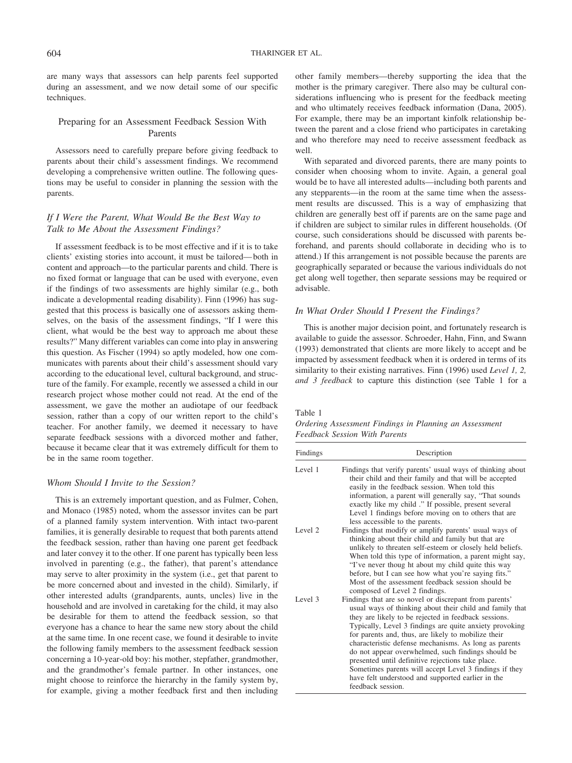are many ways that assessors can help parents feel supported during an assessment, and we now detail some of our specific techniques.

## Preparing for an Assessment Feedback Session With Parents

Assessors need to carefully prepare before giving feedback to parents about their child's assessment findings. We recommend developing a comprehensive written outline. The following questions may be useful to consider in planning the session with the parents.

### *If I Were the Parent, What Would Be the Best Way to Talk to Me About the Assessment Findings?*

If assessment feedback is to be most effective and if it is to take clients' existing stories into account, it must be tailored—both in content and approach—to the particular parents and child. There is no fixed format or language that can be used with everyone, even if the findings of two assessments are highly similar (e.g., both indicate a developmental reading disability). Finn (1996) has suggested that this process is basically one of assessors asking themselves, on the basis of the assessment findings, "If I were this client, what would be the best way to approach me about these results?" Many different variables can come into play in answering this question. As Fischer (1994) so aptly modeled, how one communicates with parents about their child's assessment should vary according to the educational level, cultural background, and structure of the family. For example, recently we assessed a child in our research project whose mother could not read. At the end of the assessment, we gave the mother an audiotape of our feedback session, rather than a copy of our written report to the child's teacher. For another family, we deemed it necessary to have separate feedback sessions with a divorced mother and father, because it became clear that it was extremely difficult for them to be in the same room together.

### *Whom Should I Invite to the Session?*

This is an extremely important question, and as Fulmer, Cohen, and Monaco (1985) noted, whom the assessor invites can be part of a planned family system intervention. With intact two-parent families, it is generally desirable to request that both parents attend the feedback session, rather than having one parent get feedback and later convey it to the other. If one parent has typically been less involved in parenting (e.g., the father), that parent's attendance may serve to alter proximity in the system (i.e., get that parent to be more concerned about and invested in the child). Similarly, if other interested adults (grandparents, aunts, uncles) live in the household and are involved in caretaking for the child, it may also be desirable for them to attend the feedback session, so that everyone has a chance to hear the same new story about the child at the same time. In one recent case, we found it desirable to invite the following family members to the assessment feedback session concerning a 10-year-old boy: his mother, stepfather, grandmother, and the grandmother's female partner. In other instances, one might choose to reinforce the hierarchy in the family system by, for example, giving a mother feedback first and then including other family members—thereby supporting the idea that the mother is the primary caregiver. There also may be cultural considerations influencing who is present for the feedback meeting and who ultimately receives feedback information (Dana, 2005). For example, there may be an important kinfolk relationship between the parent and a close friend who participates in caretaking and who therefore may need to receive assessment feedback as well.

With separated and divorced parents, there are many points to consider when choosing whom to invite. Again, a general goal would be to have all interested adults—including both parents and any stepparents—in the room at the same time when the assessment results are discussed. This is a way of emphasizing that children are generally best off if parents are on the same page and if children are subject to similar rules in different households. (Of course, such considerations should be discussed with parents beforehand, and parents should collaborate in deciding who is to attend.) If this arrangement is not possible because the parents are geographically separated or because the various individuals do not get along well together, then separate sessions may be required or advisable.

### *In What Order Should I Present the Findings?*

This is another major decision point, and fortunately research is available to guide the assessor. Schroeder, Hahn, Finn, and Swann (1993) demonstrated that clients are more likely to accept and be impacted by assessment feedback when it is ordered in terms of its similarity to their existing narratives. Finn (1996) used *Level 1, 2, and 3 feedback* to capture this distinction (see Table 1 for a

Table 1
*Ordering Assessment Findings in Planning an Assessment Feedback Session With Parents*

| Findings | Description |
|---|---|
| Level 1 | Findings that verify parents' usual ways of thinking about their child and their family and that will be accepted easily in the feedback session. When told this information, a parent will generally say, "That sounds exactly like my child ." If possible, present several Level 1 findings before moving on to others that are less accessible to the parents. |
| Level 2 | Findings that modify or amplify parents' usual ways of thinking about their child and family but that are unlikely to threaten self-esteem or closely held beliefs. When told this type of information, a parent might say, "I've never thoug ht about my child quite this way before, but I can see how what you're saying fits." Most of the assessment feedback session should be composed of Level 2 findings. |
| Level 3 | Findings that are so novel or discrepant from parents' usual ways of thinking about their child and family that they are likely to be rejected in feedback sessions. Typically, Level 3 findings are quite anxiety provoking for parents and, thus, are likely to mobilize their characteristic defense mechanisms. As long as parents do not appear overwhelmed, such findings should be presented until definitive rejections take place. Sometimes parents will accept Level 3 findings if they have felt understood and supported earlier in the feedback session. |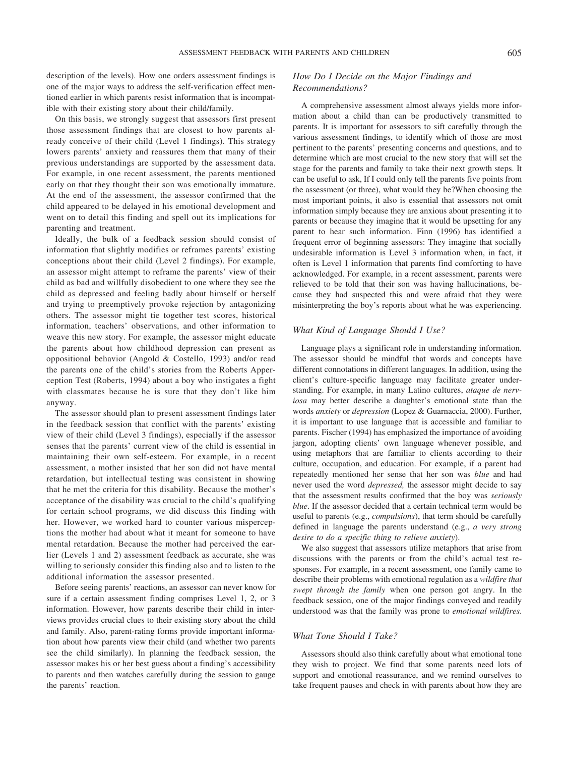description of the levels). How one orders assessment findings is one of the major ways to address the self-verification effect mentioned earlier in which parents resist information that is incompatible with their existing story about their child/family.

On this basis, we strongly suggest that assessors first present those assessment findings that are closest to how parents already conceive of their child (Level 1 findings). This strategy lowers parents' anxiety and reassures them that many of their previous understandings are supported by the assessment data. For example, in one recent assessment, the parents mentioned early on that they thought their son was emotionally immature. At the end of the assessment, the assessor confirmed that the child appeared to be delayed in his emotional development and went on to detail this finding and spell out its implications for parenting and treatment.

Ideally, the bulk of a feedback session should consist of information that slightly modifies or reframes parents' existing conceptions about their child (Level 2 findings). For example, an assessor might attempt to reframe the parents' view of their child as bad and willfully disobedient to one where they see the child as depressed and feeling badly about himself or herself and trying to preemptively provoke rejection by antagonizing others. The assessor might tie together test scores, historical information, teachers' observations, and other information to weave this new story. For example, the assessor might educate the parents about how childhood depression can present as oppositional behavior (Angold & Costello, 1993) and/or read the parents one of the child's stories from the Roberts Apperception Test (Roberts, 1994) about a boy who instigates a fight with classmates because he is sure that they don't like him anyway.

The assessor should plan to present assessment findings later in the feedback session that conflict with the parents' existing view of their child (Level 3 findings), especially if the assessor senses that the parents' current view of the child is essential in maintaining their own self-esteem. For example, in a recent assessment, a mother insisted that her son did not have mental retardation, but intellectual testing was consistent in showing that he met the criteria for this disability. Because the mother's acceptance of the disability was crucial to the child's qualifying for certain school programs, we did discuss this finding with her. However, we worked hard to counter various misperceptions the mother had about what it meant for someone to have mental retardation. Because the mother had perceived the earlier (Levels 1 and 2) assessment feedback as accurate, she was willing to seriously consider this finding also and to listen to the additional information the assessor presented.

Before seeing parents' reactions, an assessor can never know for sure if a certain assessment finding comprises Level 1, 2, or 3 information. However, how parents describe their child in interviews provides crucial clues to their existing story about the child and family. Also, parent-rating forms provide important information about how parents view their child (and whether two parents see the child similarly). In planning the feedback session, the assessor makes his or her best guess about a finding's accessibility to parents and then watches carefully during the session to gauge the parents' reaction.

### *How Do I Decide on the Major Findings and Recommendations?*

A comprehensive assessment almost always yields more information about a child than can be productively transmitted to parents. It is important for assessors to sift carefully through the various assessment findings, to identify which of those are most pertinent to the parents' presenting concerns and questions, and to determine which are most crucial to the new story that will set the stage for the parents and family to take their next growth steps. It can be useful to ask, If I could only tell the parents five points from the assessment (or three), what would they be?When choosing the most important points, it also is essential that assessors not omit information simply because they are anxious about presenting it to parents or because they imagine that it would be upsetting for any parent to hear such information. Finn (1996) has identified a frequent error of beginning assessors: They imagine that socially undesirable information is Level 3 information when, in fact, it often is Level 1 information that parents find comforting to have acknowledged. For example, in a recent assessment, parents were relieved to be told that their son was having hallucinations, because they had suspected this and were afraid that they were misinterpreting the boy's reports about what he was experiencing.

### *What Kind of Language Should I Use?*

Language plays a significant role in understanding information. The assessor should be mindful that words and concepts have different connotations in different languages. In addition, using the client's culture-specific language may facilitate greater understanding. For example, in many Latino cultures, *ataque de nerviosa* may better describe a daughter's emotional state than the words *anxiety* or *depression* (Lopez & Guarnaccia, 2000). Further, it is important to use language that is accessible and familiar to parents. Fischer (1994) has emphasized the importance of avoiding jargon, adopting clients' own language whenever possible, and using metaphors that are familiar to clients according to their culture, occupation, and education. For example, if a parent had repeatedly mentioned her sense that her son was *blue* and had never used the word *depressed,* the assessor might decide to say that the assessment results confirmed that the boy was *seriously blue*. If the assessor decided that a certain technical term would be useful to parents (e.g., *compulsions*), that term should be carefully defined in language the parents understand (e.g., *a very strong desire to do a specific thing to relieve anxiety*).

We also suggest that assessors utilize metaphors that arise from discussions with the parents or from the child's actual test responses. For example, in a recent assessment, one family came to describe their problems with emotional regulation as a *wildfire that swept through the family* when one person got angry. In the feedback session, one of the major findings conveyed and readily understood was that the family was prone to *emotional wildfires*.

### *What Tone Should I Take?*

Assessors should also think carefully about what emotional tone they wish to project. We find that some parents need lots of support and emotional reassurance, and we remind ourselves to take frequent pauses and check in with parents about how they are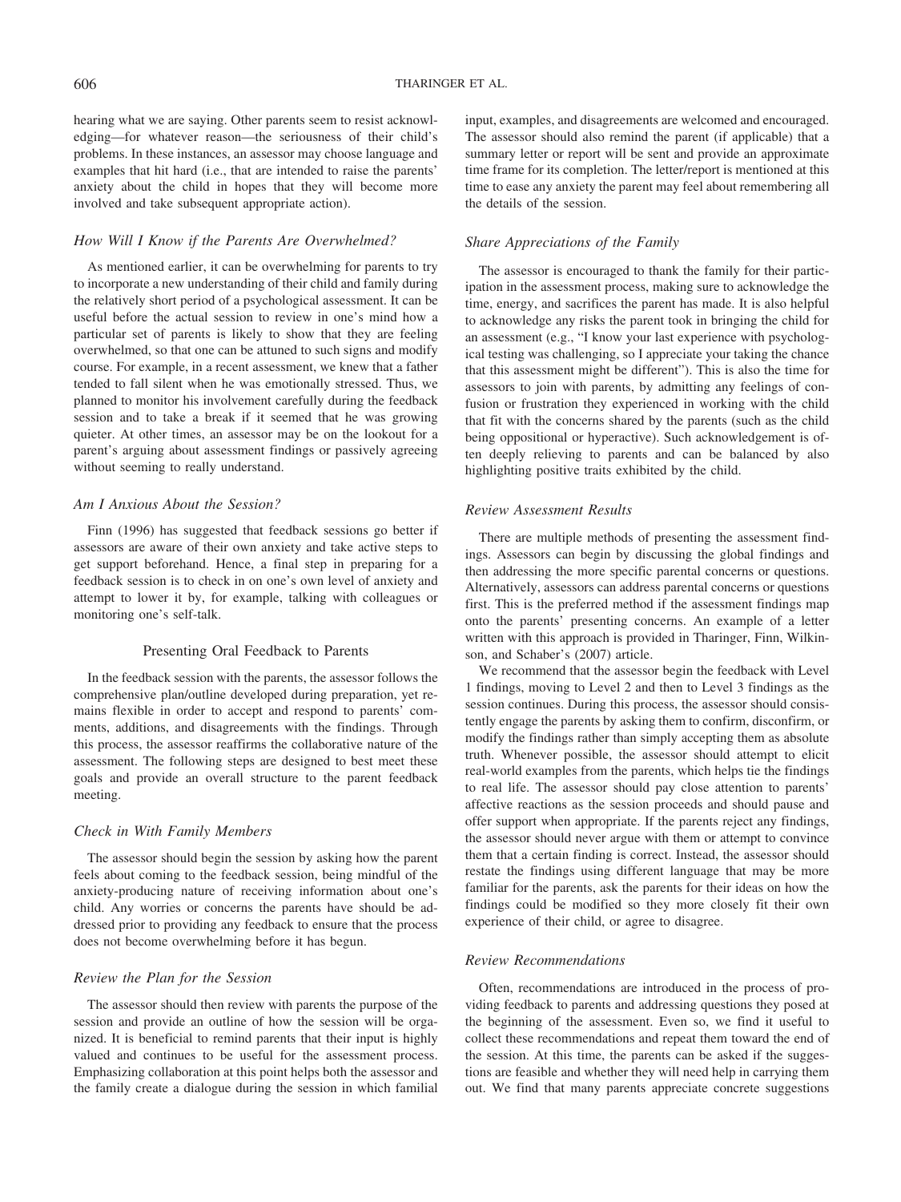hearing what we are saying. Other parents seem to resist acknowledging—for whatever reason—the seriousness of their child's problems. In these instances, an assessor may choose language and examples that hit hard (i.e., that are intended to raise the parents' anxiety about the child in hopes that they will become more involved and take subsequent appropriate action).

### *How Will I Know if the Parents Are Overwhelmed?*

As mentioned earlier, it can be overwhelming for parents to try to incorporate a new understanding of their child and family during the relatively short period of a psychological assessment. It can be useful before the actual session to review in one's mind how a particular set of parents is likely to show that they are feeling overwhelmed, so that one can be attuned to such signs and modify course. For example, in a recent assessment, we knew that a father tended to fall silent when he was emotionally stressed. Thus, we planned to monitor his involvement carefully during the feedback session and to take a break if it seemed that he was growing quieter. At other times, an assessor may be on the lookout for a parent's arguing about assessment findings or passively agreeing without seeming to really understand.

### *Am I Anxious About the Session?*

Finn (1996) has suggested that feedback sessions go better if assessors are aware of their own anxiety and take active steps to get support beforehand. Hence, a final step in preparing for a feedback session is to check in on one's own level of anxiety and attempt to lower it by, for example, talking with colleagues or monitoring one's self-talk.

## Presenting Oral Feedback to Parents

In the feedback session with the parents, the assessor follows the comprehensive plan/outline developed during preparation, yet remains flexible in order to accept and respond to parents' comments, additions, and disagreements with the findings. Through this process, the assessor reaffirms the collaborative nature of the assessment. The following steps are designed to best meet these goals and provide an overall structure to the parent feedback meeting.

### *Check in With Family Members*

The assessor should begin the session by asking how the parent feels about coming to the feedback session, being mindful of the anxiety-producing nature of receiving information about one's child. Any worries or concerns the parents have should be addressed prior to providing any feedback to ensure that the process does not become overwhelming before it has begun.

### *Review the Plan for the Session*

The assessor should then review with parents the purpose of the session and provide an outline of how the session will be organized. It is beneficial to remind parents that their input is highly valued and continues to be useful for the assessment process. Emphasizing collaboration at this point helps both the assessor and the family create a dialogue during the session in which familial input, examples, and disagreements are welcomed and encouraged. The assessor should also remind the parent (if applicable) that a summary letter or report will be sent and provide an approximate time frame for its completion. The letter/report is mentioned at this time to ease any anxiety the parent may feel about remembering all the details of the session.

### *Share Appreciations of the Family*

The assessor is encouraged to thank the family for their participation in the assessment process, making sure to acknowledge the time, energy, and sacrifices the parent has made. It is also helpful to acknowledge any risks the parent took in bringing the child for an assessment (e.g., "I know your last experience with psychological testing was challenging, so I appreciate your taking the chance that this assessment might be different"). This is also the time for assessors to join with parents, by admitting any feelings of confusion or frustration they experienced in working with the child that fit with the concerns shared by the parents (such as the child being oppositional or hyperactive). Such acknowledgement is often deeply relieving to parents and can be balanced by also highlighting positive traits exhibited by the child.

### *Review Assessment Results*

There are multiple methods of presenting the assessment findings. Assessors can begin by discussing the global findings and then addressing the more specific parental concerns or questions. Alternatively, assessors can address parental concerns or questions first. This is the preferred method if the assessment findings map onto the parents' presenting concerns. An example of a letter written with this approach is provided in Tharinger, Finn, Wilkinson, and Schaber's (2007) article.

We recommend that the assessor begin the feedback with Level 1 findings, moving to Level 2 and then to Level 3 findings as the session continues. During this process, the assessor should consistently engage the parents by asking them to confirm, disconfirm, or modify the findings rather than simply accepting them as absolute truth. Whenever possible, the assessor should attempt to elicit real-world examples from the parents, which helps tie the findings to real life. The assessor should pay close attention to parents' affective reactions as the session proceeds and should pause and offer support when appropriate. If the parents reject any findings, the assessor should never argue with them or attempt to convince them that a certain finding is correct. Instead, the assessor should restate the findings using different language that may be more familiar for the parents, ask the parents for their ideas on how the findings could be modified so they more closely fit their own experience of their child, or agree to disagree.

### *Review Recommendations*

Often, recommendations are introduced in the process of providing feedback to parents and addressing questions they posed at the beginning of the assessment. Even so, we find it useful to collect these recommendations and repeat them toward the end of the session. At this time, the parents can be asked if the suggestions are feasible and whether they will need help in carrying them out. We find that many parents appreciate concrete suggestions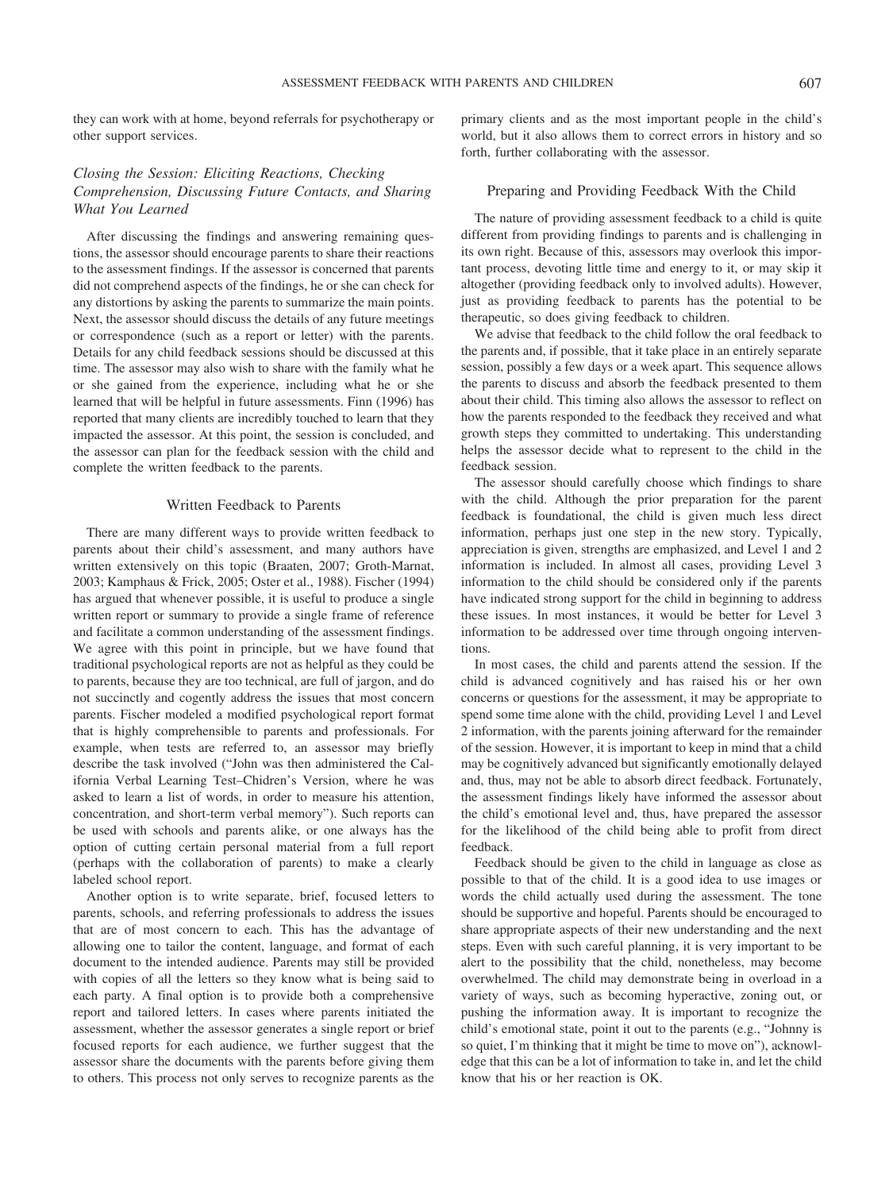they can work with at home, beyond referrals for psychotherapy or other support services.

### *Closing the Session: Eliciting Reactions, Checking Comprehension, Discussing Future Contacts, and Sharing What You Learned*

After discussing the findings and answering remaining questions, the assessor should encourage parents to share their reactions to the assessment findings. If the assessor is concerned that parents did not comprehend aspects of the findings, he or she can check for any distortions by asking the parents to summarize the main points. Next, the assessor should discuss the details of any future meetings or correspondence (such as a report or letter) with the parents. Details for any child feedback sessions should be discussed at this time. The assessor may also wish to share with the family what he or she gained from the experience, including what he or she learned that will be helpful in future assessments. Finn (1996) has reported that many clients are incredibly touched to learn that they impacted the assessor. At this point, the session is concluded, and the assessor can plan for the feedback session with the child and complete the written feedback to the parents.

## Written Feedback to Parents

There are many different ways to provide written feedback to parents about their child's assessment, and many authors have written extensively on this topic (Braaten, 2007; Groth-Marnat, 2003; Kamphaus & Frick, 2005; Oster et al., 1988). Fischer (1994) has argued that whenever possible, it is useful to produce a single written report or summary to provide a single frame of reference and facilitate a common understanding of the assessment findings. We agree with this point in principle, but we have found that traditional psychological reports are not as helpful as they could be to parents, because they are too technical, are full of jargon, and do not succinctly and cogently address the issues that most concern parents. Fischer modeled a modified psychological report format that is highly comprehensible to parents and professionals. For example, when tests are referred to, an assessor may briefly describe the task involved ("John was then administered the California Verbal Learning Test–Chidren's Version, where he was asked to learn a list of words, in order to measure his attention, concentration, and short-term verbal memory"). Such reports can be used with schools and parents alike, or one always has the option of cutting certain personal material from a full report (perhaps with the collaboration of parents) to make a clearly labeled school report.

Another option is to write separate, brief, focused letters to parents, schools, and referring professionals to address the issues that are of most concern to each. This has the advantage of allowing one to tailor the content, language, and format of each document to the intended audience. Parents may still be provided with copies of all the letters so they know what is being said to each party. A final option is to provide both a comprehensive report and tailored letters. In cases where parents initiated the assessment, whether the assessor generates a single report or brief focused reports for each audience, we further suggest that the assessor share the documents with the parents before giving them to others. This process not only serves to recognize parents as the primary clients and as the most important people in the child's world, but it also allows them to correct errors in history and so forth, further collaborating with the assessor.

## Preparing and Providing Feedback With the Child

The nature of providing assessment feedback to a child is quite different from providing findings to parents and is challenging in its own right. Because of this, assessors may overlook this important process, devoting little time and energy to it, or may skip it altogether (providing feedback only to involved adults). However, just as providing feedback to parents has the potential to be therapeutic, so does giving feedback to children.

We advise that feedback to the child follow the oral feedback to the parents and, if possible, that it take place in an entirely separate session, possibly a few days or a week apart. This sequence allows the parents to discuss and absorb the feedback presented to them about their child. This timing also allows the assessor to reflect on how the parents responded to the feedback they received and what growth steps they committed to undertaking. This understanding helps the assessor decide what to represent to the child in the feedback session.

The assessor should carefully choose which findings to share with the child. Although the prior preparation for the parent feedback is foundational, the child is given much less direct information, perhaps just one step in the new story. Typically, appreciation is given, strengths are emphasized, and Level 1 and 2 information is included. In almost all cases, providing Level 3 information to the child should be considered only if the parents have indicated strong support for the child in beginning to address these issues. In most instances, it would be better for Level 3 information to be addressed over time through ongoing interventions.

In most cases, the child and parents attend the session. If the child is advanced cognitively and has raised his or her own concerns or questions for the assessment, it may be appropriate to spend some time alone with the child, providing Level 1 and Level 2 information, with the parents joining afterward for the remainder of the session. However, it is important to keep in mind that a child may be cognitively advanced but significantly emotionally delayed and, thus, may not be able to absorb direct feedback. Fortunately, the assessment findings likely have informed the assessor about the child's emotional level and, thus, have prepared the assessor for the likelihood of the child being able to profit from direct feedback.

Feedback should be given to the child in language as close as possible to that of the child. It is a good idea to use images or words the child actually used during the assessment. The tone should be supportive and hopeful. Parents should be encouraged to share appropriate aspects of their new understanding and the next steps. Even with such careful planning, it is very important to be alert to the possibility that the child, nonetheless, may become overwhelmed. The child may demonstrate being in overload in a variety of ways, such as becoming hyperactive, zoning out, or pushing the information away. It is important to recognize the child's emotional state, point it out to the parents (e.g., "Johnny is so quiet, I'm thinking that it might be time to move on"), acknowledge that this can be a lot of information to take in, and let the child know that his or her reaction is OK.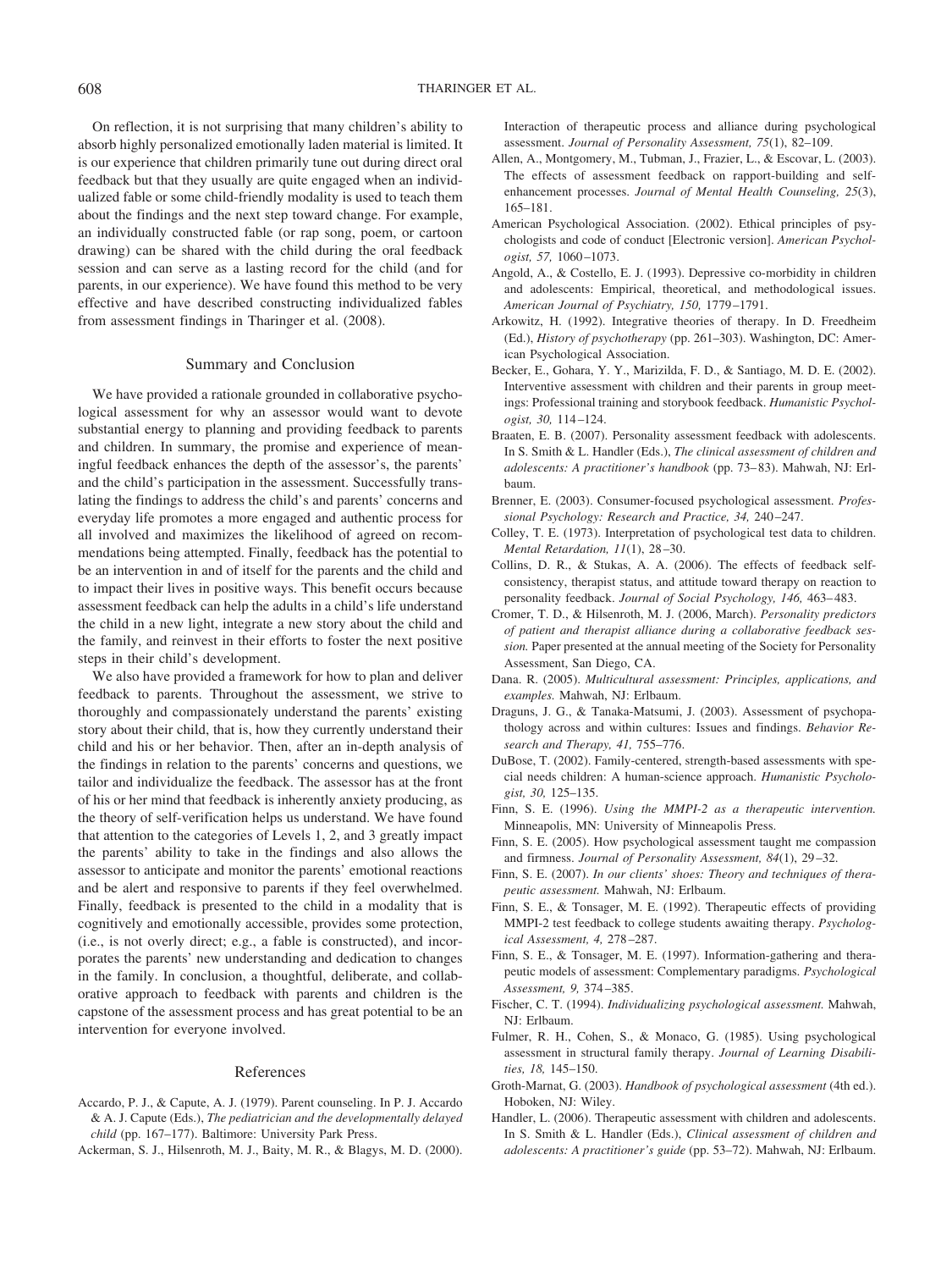On reflection, it is not surprising that many children's ability to absorb highly personalized emotionally laden material is limited. It is our experience that children primarily tune out during direct oral feedback but that they usually are quite engaged when an individualized fable or some child-friendly modality is used to teach them about the findings and the next step toward change. For example, an individually constructed fable (or rap song, poem, or cartoon drawing) can be shared with the child during the oral feedback session and can serve as a lasting record for the child (and for parents, in our experience). We have found this method to be very effective and have described constructing individualized fables from assessment findings in Tharinger et al. (2008).

## Summary and Conclusion

We have provided a rationale grounded in collaborative psychological assessment for why an assessor would want to devote substantial energy to planning and providing feedback to parents and children. In summary, the promise and experience of meaningful feedback enhances the depth of the assessor's, the parents' and the child's participation in the assessment. Successfully translating the findings to address the child's and parents' concerns and everyday life promotes a more engaged and authentic process for all involved and maximizes the likelihood of agreed on recommendations being attempted. Finally, feedback has the potential to be an intervention in and of itself for the parents and the child and to impact their lives in positive ways. This benefit occurs because assessment feedback can help the adults in a child's life understand the child in a new light, integrate a new story about the child and the family, and reinvest in their efforts to foster the next positive steps in their child's development.

We also have provided a framework for how to plan and deliver feedback to parents. Throughout the assessment, we strive to thoroughly and compassionately understand the parents' existing story about their child, that is, how they currently understand their child and his or her behavior. Then, after an in-depth analysis of the findings in relation to the parents' concerns and questions, we tailor and individualize the feedback. The assessor has at the front of his or her mind that feedback is inherently anxiety producing, as the theory of self-verification helps us understand. We have found that attention to the categories of Levels 1, 2, and 3 greatly impact the parents' ability to take in the findings and also allows the assessor to anticipate and monitor the parents' emotional reactions and be alert and responsive to parents if they feel overwhelmed. Finally, feedback is presented to the child in a modality that is cognitively and emotionally accessible, provides some protection, (i.e., is not overly direct; e.g., a fable is constructed), and incorporates the parents' new understanding and dedication to changes in the family. In conclusion, a thoughtful, deliberate, and collaborative approach to feedback with parents and children is the capstone of the assessment process and has great potential to be an intervention for everyone involved.

## References

Accardo, P. J., & Capute, A. J. (1979). Parent counseling. In P. J. Accardo & A. J. Capute (Eds.), *The pediatrician and the developmentally delayed child* (pp. 167–177). Baltimore: University Park Press.

Ackerman, S. J., Hilsenroth, M. J., Baity, M. R., & Blagys, M. D. (2000). Interaction of therapeutic process and alliance during psychological assessment. *Journal of Personality Assessment, 75*(1), 82–109.

Allen, A., Montgomery, M., Tubman, J., Frazier, L., & Escovar, L. (2003). The effects of assessment feedback on rapport-building and self-enhancement processes. *Journal of Mental Health Counseling, 25*(3), 165–181.

American Psychological Association. (2002). Ethical principles of psychologists and code of conduct [Electronic version]. *American Psychologist, 57,* 1060–1073.

Angold, A., & Costello, E. J. (1993). Depressive co-morbidity in children and adolescents: Empirical, theoretical, and methodological issues. *American Journal of Psychiatry, 150,* 1779–1791.

Arkowitz, H. (1992). Integrative theories of therapy. In D. Freedheim (Ed.), *History of psychotherapy* (pp. 261–303). Washington, DC: American Psychological Association.

Becker, E., Gohara, Y. Y., Marizilda, F. D., & Santiago, M. D. E. (2002). Interventive assessment with children and their parents in group meetings: Professional training and storybook feedback. *Humanistic Psychologist, 30,* 114–124.

Braaten, E. B. (2007). Personality assessment feedback with adolescents. In S. Smith & L. Handler (Eds.), *The clinical assessment of children and adolescents: A practitioner's handbook* (pp. 73–83). Mahwah, NJ: Erlbaum.

Brenner, E. (2003). Consumer-focused psychological assessment. *Professional Psychology: Research and Practice, 34,* 240–247.

Colley, T. E. (1973). Interpretation of psychological test data to children. *Mental Retardation, 11*(1), 28–30.

Collins, D. R., & Stukas, A. A. (2006). The effects of feedback self-consistency, therapist status, and attitude toward therapy on reaction to personality feedback. *Journal of Social Psychology, 146,* 463–483.

Cromer, T. D., & Hilsenroth, M. J. (2006, March). *Personality predictors of patient and therapist alliance during a collaborative feedback session.* Paper presented at the annual meeting of the Society for Personality Assessment, San Diego, CA.

Dana. R. (2005). *Multicultural assessment: Principles, applications, and examples.* Mahwah, NJ: Erlbaum.

Draguns, J. G., & Tanaka-Matsumi, J. (2003). Assessment of psychopathology across and within cultures: Issues and findings. *Behavior Research and Therapy, 41,* 755–776.

DuBose, T. (2002). Family-centered, strength-based assessments with special needs children: A human-science approach. *Humanistic Psychologist, 30,* 125–135.

Finn, S. E. (1996). *Using the MMPI-2 as a therapeutic intervention.* Minneapolis, MN: University of Minneapolis Press.

Finn, S. E. (2005). How psychological assessment taught me compassion and firmness. *Journal of Personality Assessment, 84*(1), 29–32.

Finn, S. E. (2007). *In our clients' shoes: Theory and techniques of therapeutic assessment.* Mahwah, NJ: Erlbaum.

Finn, S. E., & Tonsager, M. E. (1992). Therapeutic effects of providing MMPI-2 test feedback to college students awaiting therapy. *Psychological Assessment, 4,* 278–287.

Finn, S. E., & Tonsager, M. E. (1997). Information-gathering and therapeutic models of assessment: Complementary paradigms. *Psychological Assessment, 9,* 374–385.

Fischer, C. T. (1994). *Individualizing psychological assessment.* Mahwah, NJ: Erlbaum.

Fulmer, R. H., Cohen, S., & Monaco, G. (1985). Using psychological assessment in structural family therapy. *Journal of Learning Disabilities, 18,* 145–150.

Groth-Marnat, G. (2003). *Handbook of psychological assessment* (4th ed.). Hoboken, NJ: Wiley.

Handler, L. (2006). Therapeutic assessment with children and adolescents. In S. Smith & L. Handler (Eds.), *Clinical assessment of children and adolescents: A practitioner's guide* (pp. 53–72). Mahwah, NJ: Erlbaum.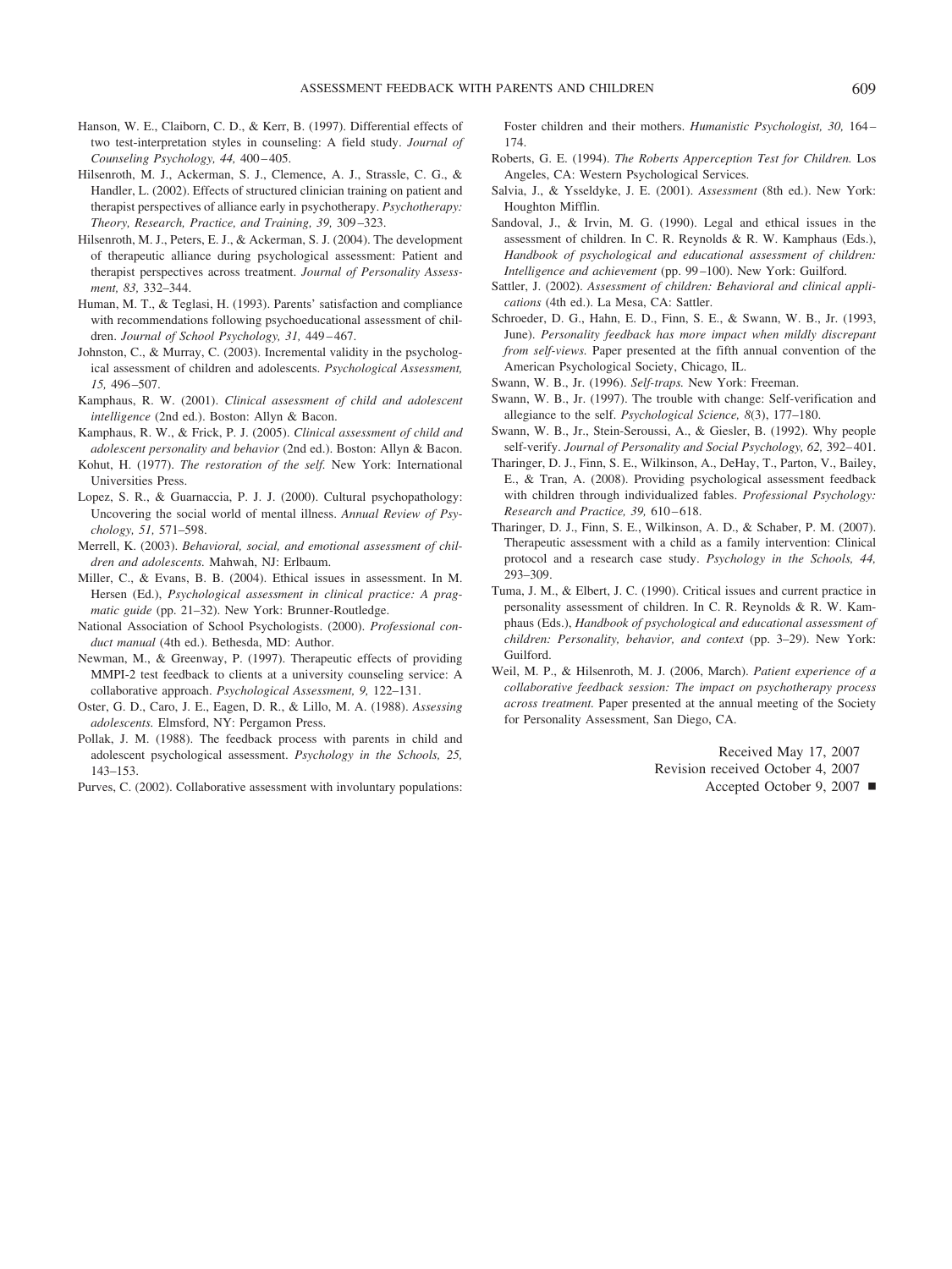Hanson, W. E., Claiborn, C. D., & Kerr, B. (1997). Differential effects of two test-interpretation styles in counseling: A field study. *Journal of Counseling Psychology, 44,* 400–405.

Hilsenroth, M. J., Ackerman, S. J., Clemence, A. J., Strassle, C. G., & Handler, L. (2002). Effects of structured clinician training on patient and therapist perspectives of alliance early in psychotherapy. *Psychotherapy: Theory, Research, Practice, and Training, 39,* 309–323.

Hilsenroth, M. J., Peters, E. J., & Ackerman, S. J. (2004). The development of therapeutic alliance during psychological assessment: Patient and therapist perspectives across treatment. *Journal of Personality Assessment, 83,* 332–344.

Human, M. T., & Teglasi, H. (1993). Parents' satisfaction and compliance with recommendations following psychoeducational assessment of children. *Journal of School Psychology, 31,* 449–467.

Johnston, C., & Murray, C. (2003). Incremental validity in the psychological assessment of children and adolescents. *Psychological Assessment, 15,* 496–507.

Kamphaus, R. W. (2001). *Clinical assessment of child and adolescent intelligence* (2nd ed.). Boston: Allyn & Bacon.

Kamphaus, R. W., & Frick, P. J. (2005). *Clinical assessment of child and adolescent personality and behavior* (2nd ed.). Boston: Allyn & Bacon.

Kohut, H. (1977). *The restoration of the self.* New York: International Universities Press.

Lopez, S. R., & Guarnaccia, P. J. J. (2000). Cultural psychopathology: Uncovering the social world of mental illness. *Annual Review of Psychology, 51,* 571–598.

Merrell, K. (2003). *Behavioral, social, and emotional assessment of children and adolescents.* Mahwah, NJ: Erlbaum.

Miller, C., & Evans, B. B. (2004). Ethical issues in assessment. In M. Hersen (Ed.), *Psychological assessment in clinical practice: A pragmatic guide* (pp. 21–32). New York: Brunner-Routledge.

National Association of School Psychologists. (2000). *Professional conduct manual* (4th ed.). Bethesda, MD: Author.

Newman, M., & Greenway, P. (1997). Therapeutic effects of providing MMPI-2 test feedback to clients at a university counseling service: A collaborative approach. *Psychological Assessment, 9,* 122–131.

Oster, G. D., Caro, J. E., Eagen, D. R., & Lillo, M. A. (1988). *Assessing adolescents.* Elmsford, NY: Pergamon Press.

Pollak, J. M. (1988). The feedback process with parents in child and adolescent psychological assessment. *Psychology in the Schools, 25,* 143–153.

Purves, C. (2002). Collaborative assessment with involuntary populations: Foster children and their mothers. *Humanistic Psychologist, 30,* 164–174.

Roberts, G. E. (1994). *The Roberts Apperception Test for Children.* Los Angeles, CA: Western Psychological Services.

Salvia, J., & Ysseldyke, J. E. (2001). *Assessment* (8th ed.). New York: Houghton Mifflin.

Sandoval, J., & Irvin, M. G. (1990). Legal and ethical issues in the assessment of children. In C. R. Reynolds & R. W. Kamphaus (Eds.), *Handbook of psychological and educational assessment of children: Intelligence and achievement* (pp. 99–100). New York: Guilford.

Sattler, J. (2002). *Assessment of children: Behavioral and clinical applications* (4th ed.). La Mesa, CA: Sattler.

Schroeder, D. G., Hahn, E. D., Finn, S. E., & Swann, W. B., Jr. (1993, June). *Personality feedback has more impact when mildly discrepant from self-views.* Paper presented at the fifth annual convention of the American Psychological Society, Chicago, IL.

Swann, W. B., Jr. (1996). *Self-traps.* New York: Freeman.

Swann, W. B., Jr. (1997). The trouble with change: Self-verification and allegiance to the self. *Psychological Science, 8*(3), 177–180.

Swann, W. B., Jr., Stein-Seroussi, A., & Giesler, B. (1992). Why people self-verify. *Journal of Personality and Social Psychology, 62,* 392–401.

Tharinger, D. J., Finn, S. E., Wilkinson, A., DeHay, T., Parton, V., Bailey, E., & Tran, A. (2008). Providing psychological assessment feedback with children through individualized fables. *Professional Psychology: Research and Practice, 39,* 610–618.

Tharinger, D. J., Finn, S. E., Wilkinson, A. D., & Schaber, P. M. (2007). Therapeutic assessment with a child as a family intervention: Clinical protocol and a research case study. *Psychology in the Schools, 44,* 293–309.

Tuma, J. M., & Elbert, J. C. (1990). Critical issues and current practice in personality assessment of children. In C. R. Reynolds & R. W. Kamphaus (Eds.), *Handbook of psychological and educational assessment of children: Personality, behavior, and context* (pp. 3–29). New York: Guilford.

Weil, M. P., & Hilsenroth, M. J. (2006, March). *Patient experience of a collaborative feedback session: The impact on psychotherapy process across treatment.* Paper presented at the annual meeting of the Society for Personality Assessment, San Diego, CA.

Received May 17, 2007
Revision received October 4, 2007
Accepted October 9, 2007 ■